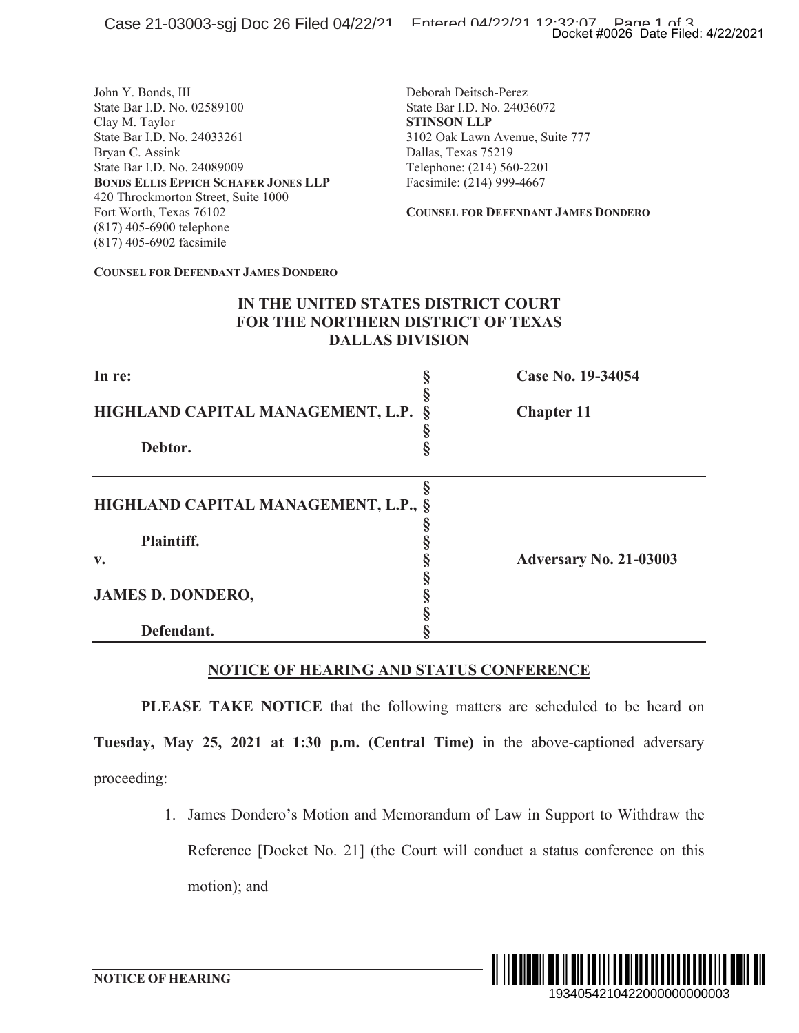John Y. Bonds, III
State Bar I.D. No. 02589100
Clay M. Taylor
State Bar I.D. No. 24033261
Bryan C. Assink
State Bar I.D. No. 24089009
**BONDS ELLIS EPPICH SCHAFER JONES LLP**
420 Throckmorton Street, Suite 1000
Fort Worth, Texas 76102
(817) 405-6900 telephone
(817) 405-6902 facsimile

**COUNSEL FOR DEFENDANT JAMES DONDERO**

Deborah Deitsch-Perez
State Bar I.D. No. 24036072
**STINSON LLP**
3102 Oak Lawn Avenue, Suite 777
Dallas, Texas 75219
Telephone: (214) 560-2201
Facsimile: (214) 999-4667

**COUNSEL FOR DEFENDANT JAMES DONDERO**

**IN THE UNITED STATES DISTRICT COURT**
**FOR THE NORTHERN DISTRICT OF TEXAS**
**DALLAS DIVISION**

| | | |
|---|---|---|
| **In re:** | § | **Case No. 19-34054** |
| | § | |
| **HIGHLAND CAPITAL MANAGEMENT, L.P.** | § | **Chapter 11** |
| | § | |
| **Debtor.** | § | |

| | | |
|---|---|---|
| | § | |
| **HIGHLAND CAPITAL MANAGEMENT, L.P.,** | § | |
| | § | |
| **Plaintiff.** | § | |
| **v.** | § | **Adversary No. 21-03003** |
| | § | |
| **JAMES D. DONDERO,** | § | |
| | § | |
| **Defendant.** | § | |

**NOTICE OF HEARING AND STATUS CONFERENCE**

**PLEASE TAKE NOTICE** that the following matters are scheduled to be heard on **Tuesday, May 25, 2021 at 1:30 p.m. (Central Time)** in the above-captioned adversary proceeding:

1. James Dondero's Motion and Memorandum of Law in Support to Withdraw the Reference [Docket No. 21] (the Court will conduct a status conference on this motion); and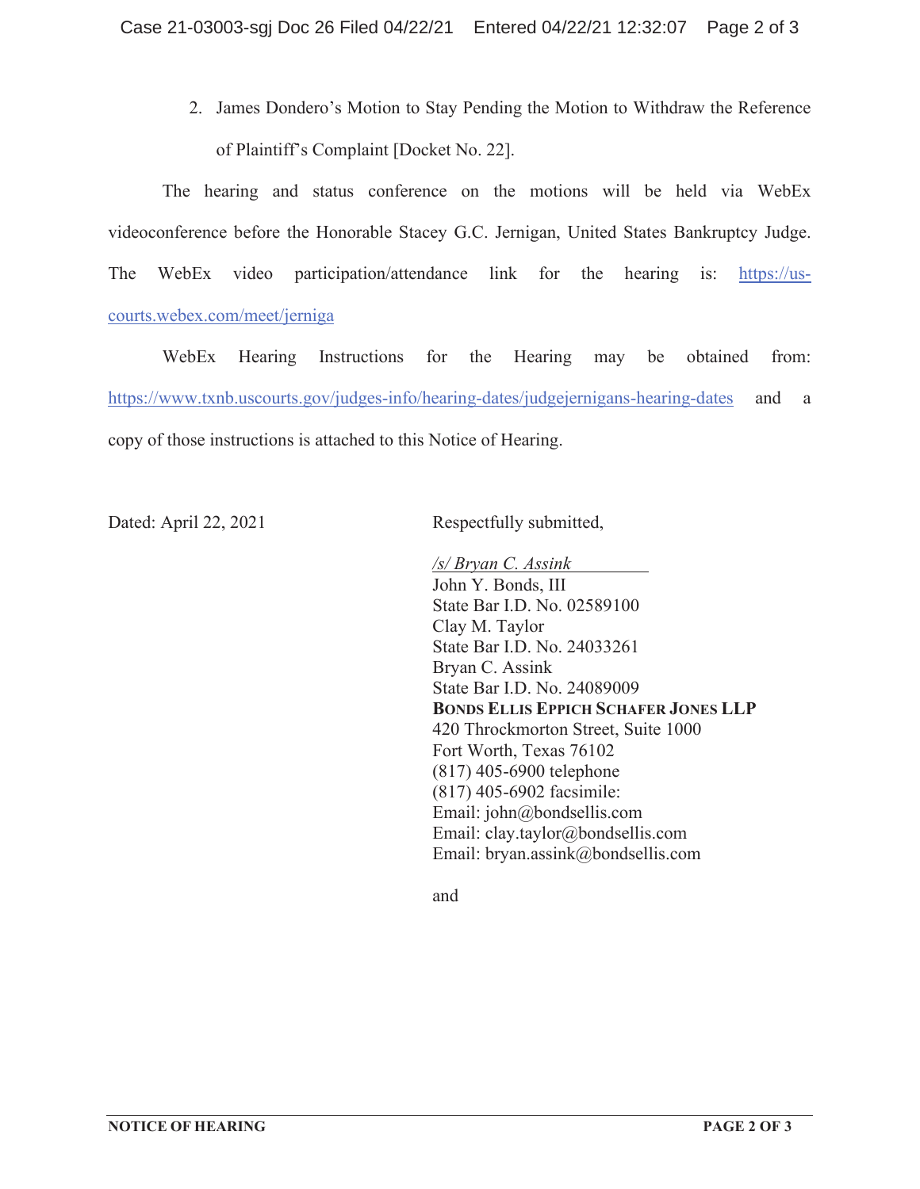2. James Dondero's Motion to Stay Pending the Motion to Withdraw the Reference of Plaintiff's Complaint [Docket No. 22].

The hearing and status conference on the motions will be held via WebEx videoconference before the Honorable Stacey G.C. Jernigan, United States Bankruptcy Judge. The WebEx video participation/attendance link for the hearing is: https://us-courts.webex.com/meet/jerniga

WebEx Hearing Instructions for the Hearing may be obtained from: https://www.txnb.uscourts.gov/judges-info/hearing-dates/judgejernigans-hearing-dates and a copy of those instructions is attached to this Notice of Hearing.

Dated: April 22, 2021

Respectfully submitted,

*/s/ Bryan C. Assink*
John Y. Bonds, III
State Bar I.D. No. 02589100
Clay M. Taylor
State Bar I.D. No. 24033261
Bryan C. Assink
State Bar I.D. No. 24089009
**BONDS ELLIS EPPICH SCHAFER JONES LLP**
420 Throckmorton Street, Suite 1000
Fort Worth, Texas 76102
(817) 405-6900 telephone
(817) 405-6902 facsimile:
Email: john@bondsellis.com
Email: clay.taylor@bondsellis.com
Email: bryan.assink@bondsellis.com

and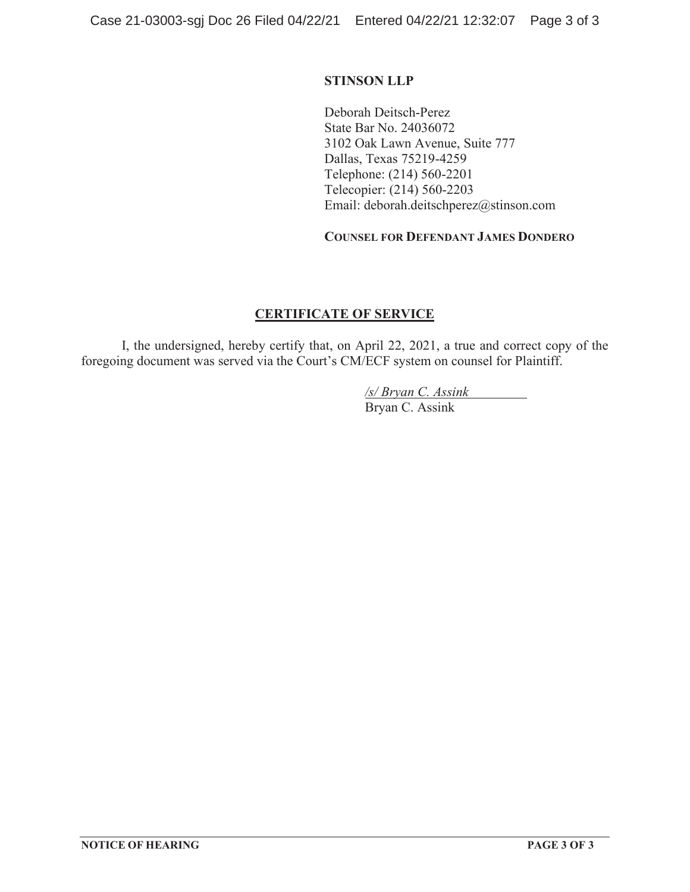**STINSON LLP**

Deborah Deitsch-Perez
State Bar No. 24036072
3102 Oak Lawn Avenue, Suite 777
Dallas, Texas 75219-4259
Telephone: (214) 560-2201
Telecopier: (214) 560-2203
Email: deborah.deitschperez@stinson.com

**COUNSEL FOR DEFENDANT JAMES DONDERO**

## CERTIFICATE OF SERVICE

I, the undersigned, hereby certify that, on April 22, 2021, a true and correct copy of the foregoing document was served via the Court's CM/ECF system on counsel for Plaintiff.

*/s/ Bryan C. Assink*
Bryan C. Assink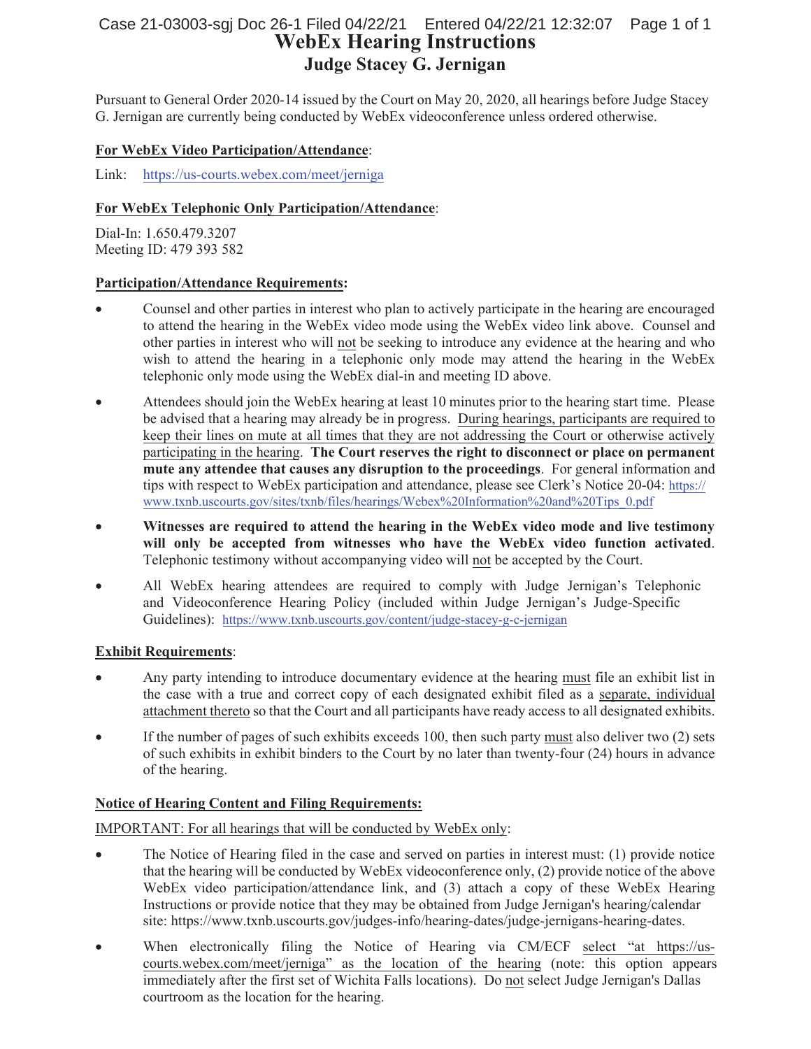# WebEx Hearing Instructions
## Judge Stacey G. Jernigan

Pursuant to General Order 2020-14 issued by the Court on May 20, 2020, all hearings before Judge Stacey G. Jernigan are currently being conducted by WebEx videoconference unless ordered otherwise.

**For WebEx Video Participation/Attendance**:

Link: https://us-courts.webex.com/meet/jerniga

**For WebEx Telephonic Only Participation/Attendance**:

Dial-In: 1.650.479.3207
Meeting ID: 479 393 582

**Participation/Attendance Requirements:**

- Counsel and other parties in interest who plan to actively participate in the hearing are encouraged to attend the hearing in the WebEx video mode using the WebEx video link above. Counsel and other parties in interest who will not be seeking to introduce any evidence at the hearing and who wish to attend the hearing in a telephonic only mode may attend the hearing in the WebEx telephonic only mode using the WebEx dial-in and meeting ID above.
- Attendees should join the WebEx hearing at least 10 minutes prior to the hearing start time. Please be advised that a hearing may already be in progress. During hearings, participants are required to keep their lines on mute at all times that they are not addressing the Court or otherwise actively participating in the hearing. **The Court reserves the right to disconnect or place on permanent mute any attendee that causes any disruption to the proceedings**. For general information and tips with respect to WebEx participation and attendance, please see Clerk's Notice 20-04: https://www.txnb.uscourts.gov/sites/txnb/files/hearings/Webex%20Information%20and%20Tips_0.pdf
- **Witnesses are required to attend the hearing in the WebEx video mode and live testimony will only be accepted from witnesses who have the WebEx video function activated**. Telephonic testimony without accompanying video will not be accepted by the Court.
- All WebEx hearing attendees are required to comply with Judge Jernigan's Telephonic and Videoconference Hearing Policy (included within Judge Jernigan's Judge-Specific Guidelines): https://www.txnb.uscourts.gov/content/judge-stacey-g-c-jernigan

**Exhibit Requirements**:

- Any party intending to introduce documentary evidence at the hearing must file an exhibit list in the case with a true and correct copy of each designated exhibit filed as a separate, individual attachment thereto so that the Court and all participants have ready access to all designated exhibits.
- If the number of pages of such exhibits exceeds 100, then such party must also deliver two (2) sets of such exhibits in exhibit binders to the Court by no later than twenty-four (24) hours in advance of the hearing.

**Notice of Hearing Content and Filing Requirements:**

IMPORTANT: For all hearings that will be conducted by WebEx only:

- The Notice of Hearing filed in the case and served on parties in interest must: (1) provide notice that the hearing will be conducted by WebEx videoconference only, (2) provide notice of the above WebEx video participation/attendance link, and (3) attach a copy of these WebEx Hearing Instructions or provide notice that they may be obtained from Judge Jernigan's hearing/calendar site: https://www.txnb.uscourts.gov/judges-info/hearing-dates/judge-jernigans-hearing-dates.
- When electronically filing the Notice of Hearing via CM/ECF select "at https://us-courts.webex.com/meet/jerniga" as the location of the hearing (note: this option appears immediately after the first set of Wichita Falls locations). Do not select Judge Jernigan's Dallas courtroom as the location for the hearing.